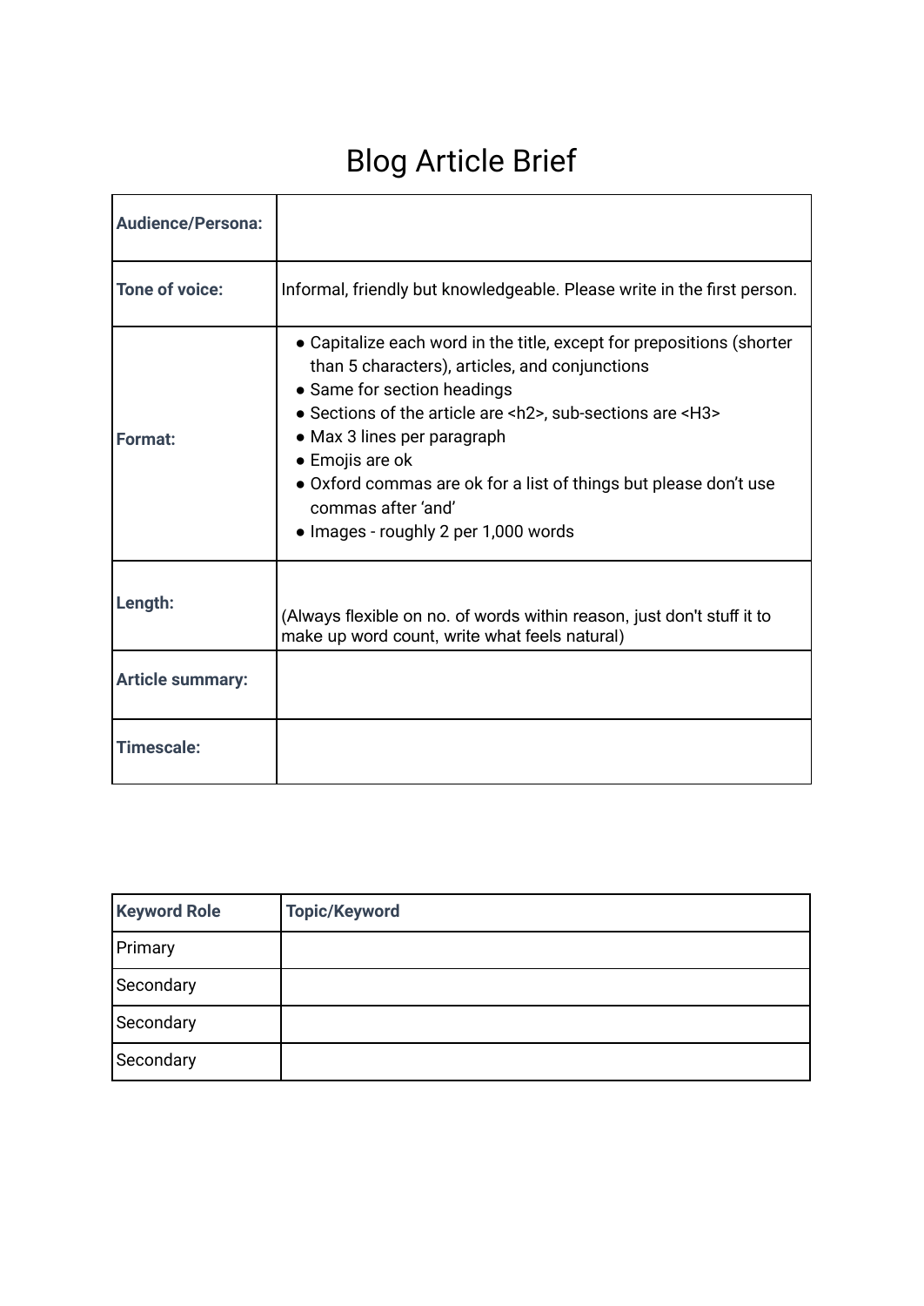# Blog Article Brief

| | |
|---|---|
| **Audience/Persona:** | |
| **Tone of voice:** | Informal, friendly but knowledgeable. Please write in the first person. |
| **Format:** | • Capitalize each word in the title, except for prepositions (shorter than 5 characters), articles, and conjunctions<br>• Same for section headings<br>• Sections of the article are <h2>, sub-sections are <H3><br>• Max 3 lines per paragraph<br>• Emojis are ok<br>• Oxford commas are ok for a list of things but please don't use commas after 'and'<br>• Images - roughly 2 per 1,000 words |
| **Length:** | (Always flexible on no. of words within reason, just don't stuff it to make up word count, write what feels natural) |
| **Article summary:** | |
| **Timescale:** | |

| **Keyword Role** | **Topic/Keyword** |
|---|---|
| Primary | |
| Secondary | |
| Secondary | |
| Secondary | |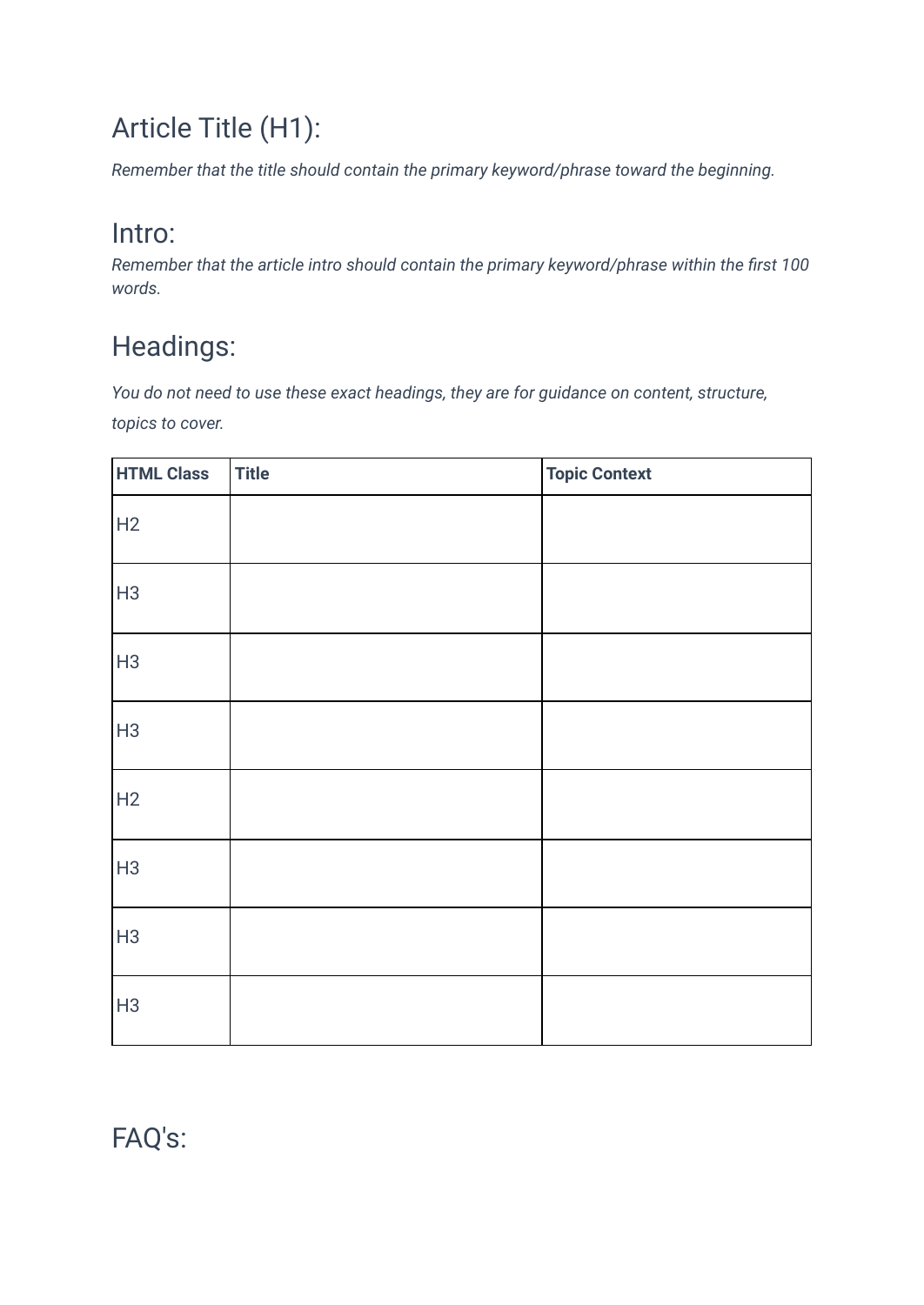# Article Title (H1):

*Remember that the title should contain the primary keyword/phrase toward the beginning.*

# Intro:

*Remember that the article intro should contain the primary keyword/phrase within the first 100 words.*

# Headings:

*You do not need to use these exact headings, they are for guidance on content, structure, topics to cover.*

| HTML Class | Title | Topic Context |
|---|---|---|
| H2 | | |
| H3 | | |
| H3 | | |
| H3 | | |
| H2 | | |
| H3 | | |
| H3 | | |
| H3 | | |

# FAQ's: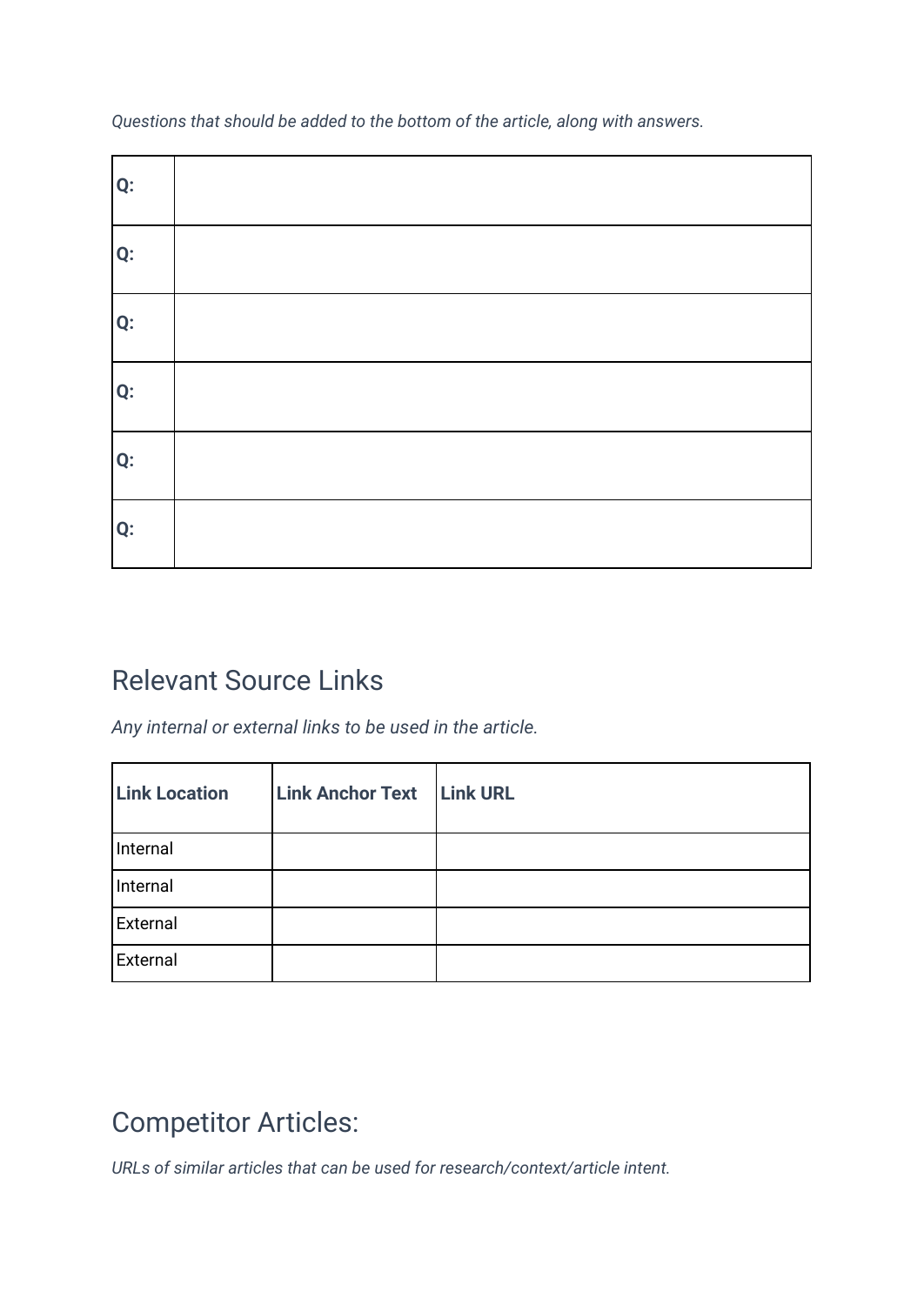*Questions that should be added to the bottom of the article, along with answers.*

| | |
|---|---|
| **Q:** | |
| **Q:** | |
| **Q:** | |
| **Q:** | |
| **Q:** | |
| **Q:** | |

## Relevant Source Links

*Any internal or external links to be used in the article.*

| **Link Location** | **Link Anchor Text** | **Link URL** |
|---|---|---|
| Internal | | |
| Internal | | |
| External | | |
| External | | |

## Competitor Articles:

*URLs of similar articles that can be used for research/context/article intent.*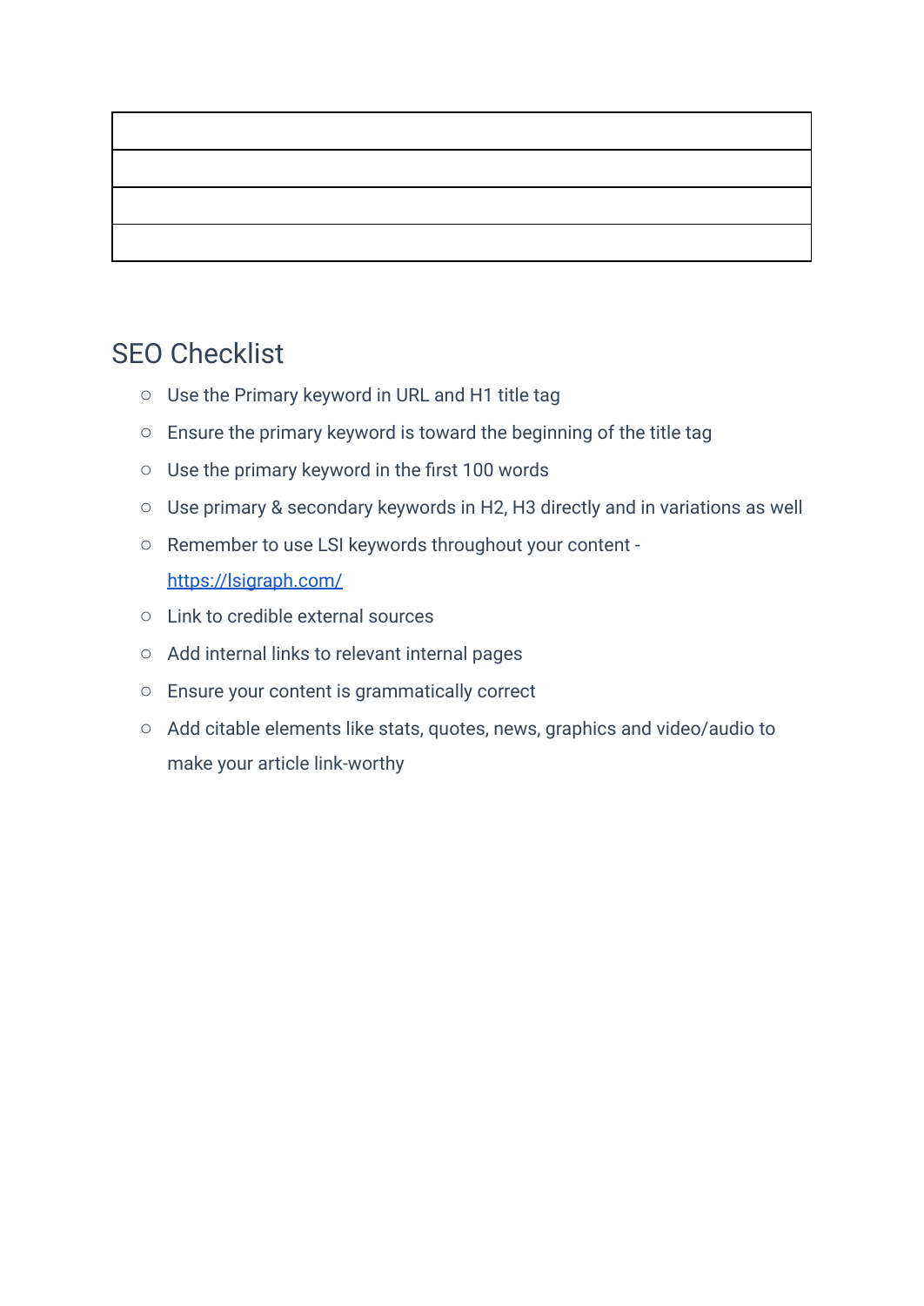| |
|---|
| |
| |
| |

## SEO Checklist

- Use the Primary keyword in URL and H1 title tag
- Ensure the primary keyword is toward the beginning of the title tag
- Use the primary keyword in the first 100 words
- Use primary & secondary keywords in H2, H3 directly and in variations as well
- Remember to use LSI keywords throughout your content - [https://lsigraph.com/](https://lsigraph.com/)
- Link to credible external sources
- Add internal links to relevant internal pages
- Ensure your content is grammatically correct
- Add citable elements like stats, quotes, news, graphics and video/audio to make your article link-worthy